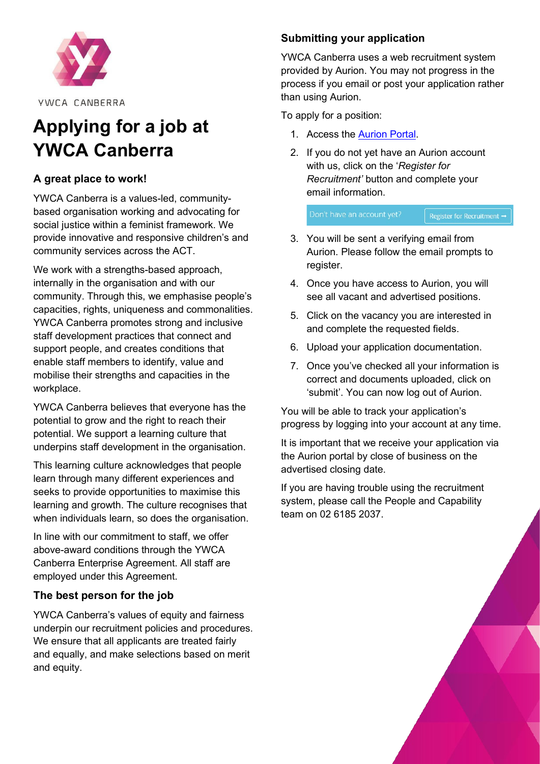YWCA CANBERRA

# Applying for a job at YWCA Canberra

## A great place to work!

YWCA Canberra is a values-led, community-based organisation working and advocating for social justice within a feminist framework. We provide innovative and responsive children's and community services across the ACT.

We work with a strengths-based approach, internally in the organisation and with our community. Through this, we emphasise people's capacities, rights, uniqueness and commonalities. YWCA Canberra promotes strong and inclusive staff development practices that connect and support people, and creates conditions that enable staff members to identify, value and mobilise their strengths and capacities in the workplace.

YWCA Canberra believes that everyone has the potential to grow and the right to reach their potential. We support a learning culture that underpins staff development in the organisation.

This learning culture acknowledges that people learn through many different experiences and seeks to provide opportunities to maximise this learning and growth. The culture recognises that when individuals learn, so does the organisation.

In line with our commitment to staff, we offer above-award conditions through the YWCA Canberra Enterprise Agreement. All staff are employed under this Agreement.

## The best person for the job

YWCA Canberra's values of equity and fairness underpin our recruitment policies and procedures. We ensure that all applicants are treated fairly and equally, and make selections based on merit and equity.

## Submitting your application

YWCA Canberra uses a web recruitment system provided by Aurion. You may not progress in the process if you email or post your application rather than using Aurion.

To apply for a position:

1. Access the Aurion Portal.
2. If you do not yet have an Aurion account with us, click on the '*Register for Recruitment'* button and complete your email information.

   Don't have an account yet? | Register for Recruitment ➡

3. You will be sent a verifying email from Aurion. Please follow the email prompts to register.
4. Once you have access to Aurion, you will see all vacant and advertised positions.
5. Click on the vacancy you are interested in and complete the requested fields.
6. Upload your application documentation.
7. Once you've checked all your information is correct and documents uploaded, click on 'submit'. You can now log out of Aurion.

You will be able to track your application's progress by logging into your account at any time.

It is important that we receive your application via the Aurion portal by close of business on the advertised closing date.

If you are having trouble using the recruitment system, please call the People and Capability team on 02 6185 2037.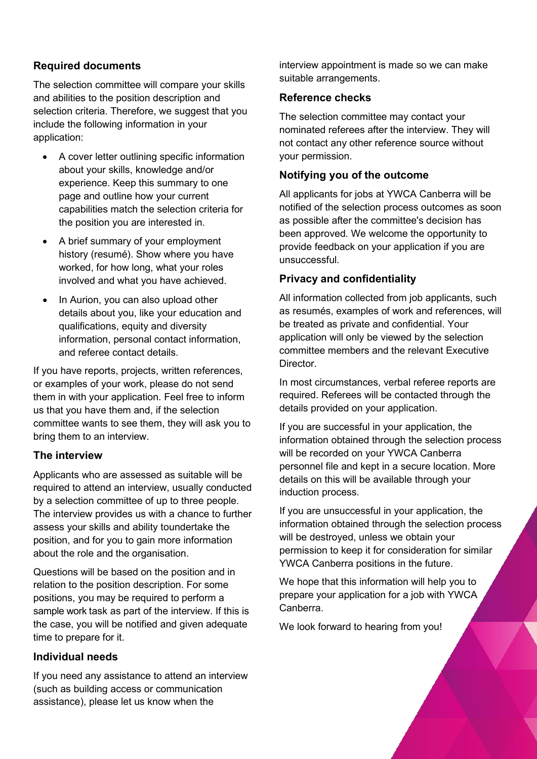### Required documents

The selection committee will compare your skills and abilities to the position description and selection criteria. Therefore, we suggest that you include the following information in your application:

- A cover letter outlining specific information about your skills, knowledge and/or experience. Keep this summary to one page and outline how your current capabilities match the selection criteria for the position you are interested in.
- A brief summary of your employment history (resumé). Show where you have worked, for how long, what your roles involved and what you have achieved.
- In Aurion, you can also upload other details about you, like your education and qualifications, equity and diversity information, personal contact information, and referee contact details.

If you have reports, projects, written references, or examples of your work, please do not send them in with your application. Feel free to inform us that you have them and, if the selection committee wants to see them, they will ask you to bring them to an interview.

### The interview

Applicants who are assessed as suitable will be required to attend an interview, usually conducted by a selection committee of up to three people. The interview provides us with a chance to further assess your skills and ability toundertake the position, and for you to gain more information about the role and the organisation.

Questions will be based on the position and in relation to the position description. For some positions, you may be required to perform a sample work task as part of the interview. If this is the case, you will be notified and given adequate time to prepare for it.

### Individual needs

If you need any assistance to attend an interview (such as building access or communication assistance), please let us know when the interview appointment is made so we can make suitable arrangements.

### Reference checks

The selection committee may contact your nominated referees after the interview. They will not contact any other reference source without your permission.

### Notifying you of the outcome

All applicants for jobs at YWCA Canberra will be notified of the selection process outcomes as soon as possible after the committee's decision has been approved. We welcome the opportunity to provide feedback on your application if you are unsuccessful.

### Privacy and confidentiality

All information collected from job applicants, such as resumés, examples of work and references, will be treated as private and confidential. Your application will only be viewed by the selection committee members and the relevant Executive Director.

In most circumstances, verbal referee reports are required. Referees will be contacted through the details provided on your application.

If you are successful in your application, the information obtained through the selection process will be recorded on your YWCA Canberra personnel file and kept in a secure location. More details on this will be available through your induction process.

If you are unsuccessful in your application, the information obtained through the selection process will be destroyed, unless we obtain your permission to keep it for consideration for similar YWCA Canberra positions in the future.

We hope that this information will help you to prepare your application for a job with YWCA Canberra.

We look forward to hearing from you!